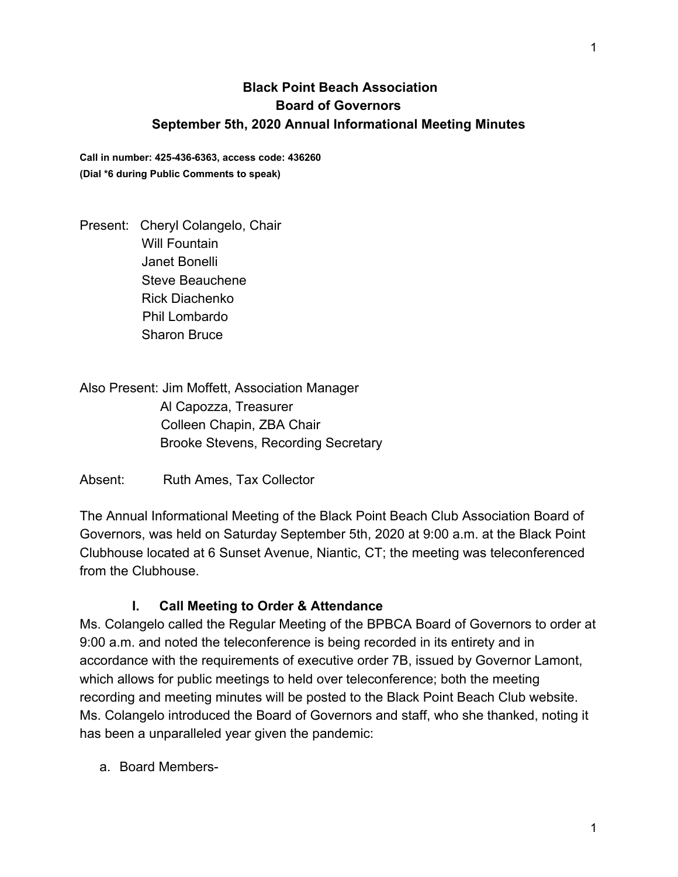# Black Point Beach Association
## Board of Governors
## September 5th, 2020 Annual Informational Meeting Minutes

**Call in number: 425-436-6363, access code: 436260**
**(Dial *6 during Public Comments to speak)**

Present: Cheryl Colangelo, Chair
Will Fountain
Janet Bonelli
Steve Beauchene
Rick Diachenko
Phil Lombardo
Sharon Bruce

Also Present: Jim Moffett, Association Manager
Al Capozza, Treasurer
Colleen Chapin, ZBA Chair
Brooke Stevens, Recording Secretary

Absent: Ruth Ames, Tax Collector

The Annual Informational Meeting of the Black Point Beach Club Association Board of Governors, was held on Saturday September 5th, 2020 at 9:00 a.m. at the Black Point Clubhouse located at 6 Sunset Avenue, Niantic, CT; the meeting was teleconferenced from the Clubhouse.

### I. Call Meeting to Order & Attendance

Ms. Colangelo called the Regular Meeting of the BPBCA Board of Governors to order at 9:00 a.m. and noted the teleconference is being recorded in its entirety and in accordance with the requirements of executive order 7B, issued by Governor Lamont, which allows for public meetings to held over teleconference; both the meeting recording and meeting minutes will be posted to the Black Point Beach Club website. Ms. Colangelo introduced the Board of Governors and staff, who she thanked, noting it has been a unparalleled year given the pandemic:

a. Board Members-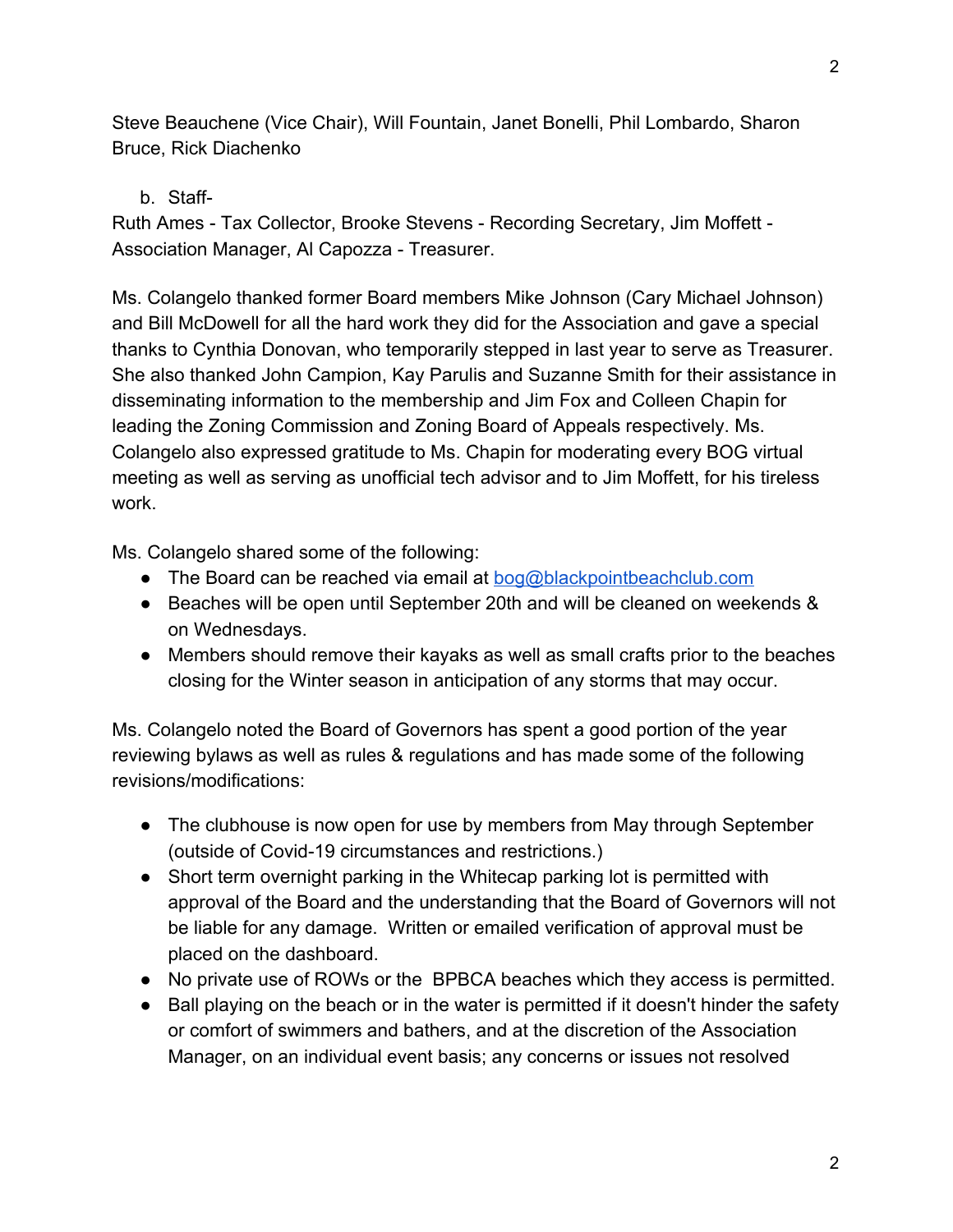Steve Beauchene (Vice Chair), Will Fountain, Janet Bonelli, Phil Lombardo, Sharon Bruce, Rick Diachenko

b. Staff-

Ruth Ames - Tax Collector, Brooke Stevens - Recording Secretary, Jim Moffett - Association Manager, Al Capozza - Treasurer.

Ms. Colangelo thanked former Board members Mike Johnson (Cary Michael Johnson) and Bill McDowell for all the hard work they did for the Association and gave a special thanks to Cynthia Donovan, who temporarily stepped in last year to serve as Treasurer. She also thanked John Campion, Kay Parulis and Suzanne Smith for their assistance in disseminating information to the membership and Jim Fox and Colleen Chapin for leading the Zoning Commission and Zoning Board of Appeals respectively. Ms. Colangelo also expressed gratitude to Ms. Chapin for moderating every BOG virtual meeting as well as serving as unofficial tech advisor and to Jim Moffett, for his tireless work.

Ms. Colangelo shared some of the following:

- The Board can be reached via email at bog@blackpointbeachclub.com
- Beaches will be open until September 20th and will be cleaned on weekends & on Wednesdays.
- Members should remove their kayaks as well as small crafts prior to the beaches closing for the Winter season in anticipation of any storms that may occur.

Ms. Colangelo noted the Board of Governors has spent a good portion of the year reviewing bylaws as well as rules & regulations and has made some of the following revisions/modifications:

- The clubhouse is now open for use by members from May through September (outside of Covid-19 circumstances and restrictions.)
- Short term overnight parking in the Whitecap parking lot is permitted with approval of the Board and the understanding that the Board of Governors will not be liable for any damage. Written or emailed verification of approval must be placed on the dashboard.
- No private use of ROWs or the BPBCA beaches which they access is permitted.
- Ball playing on the beach or in the water is permitted if it doesn't hinder the safety or comfort of swimmers and bathers, and at the discretion of the Association Manager, on an individual event basis; any concerns or issues not resolved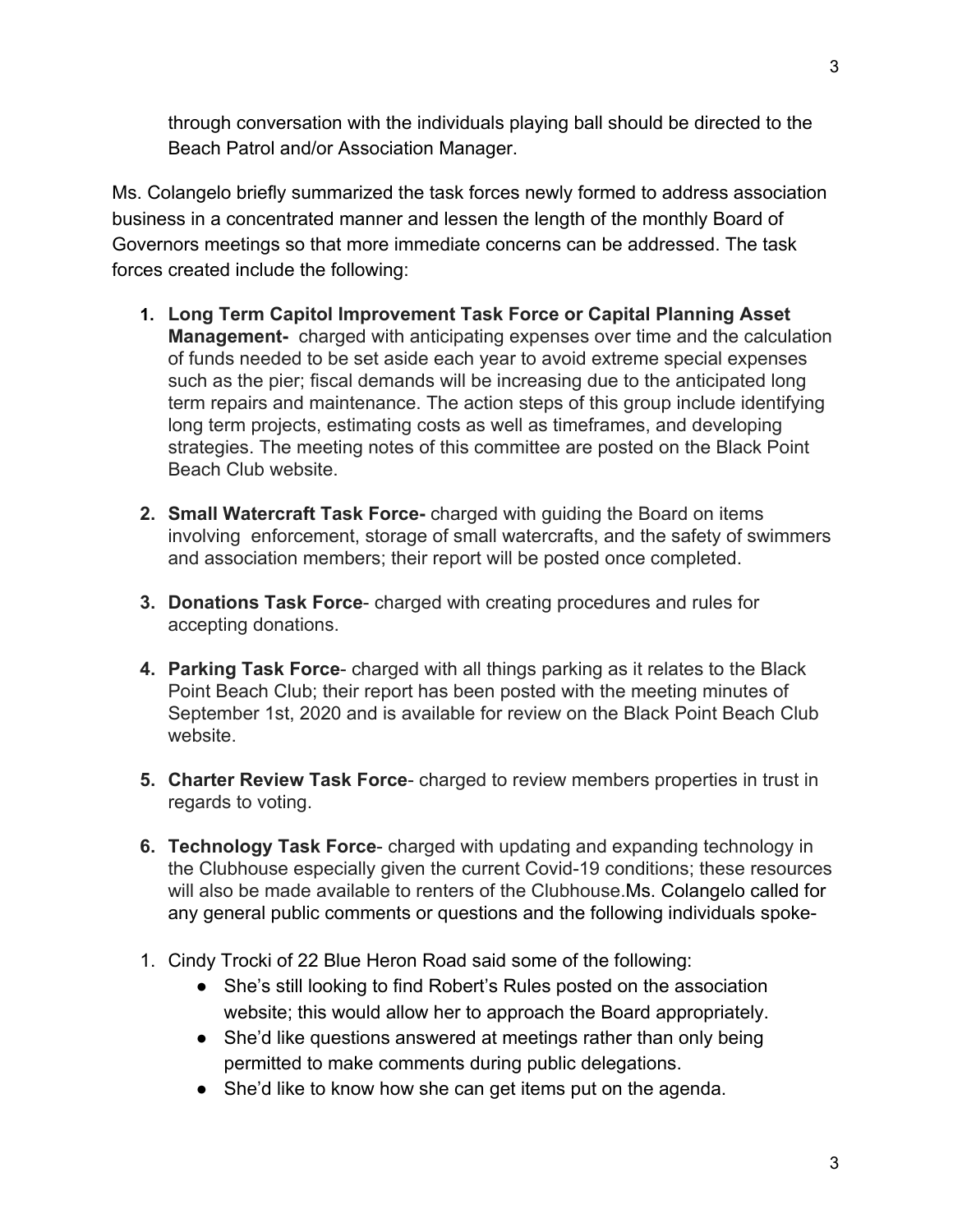through conversation with the individuals playing ball should be directed to the Beach Patrol and/or Association Manager.

Ms. Colangelo briefly summarized the task forces newly formed to address association business in a concentrated manner and lessen the length of the monthly Board of Governors meetings so that more immediate concerns can be addressed. The task forces created include the following:

1. **Long Term Capitol Improvement Task Force or Capital Planning Asset Management-** charged with anticipating expenses over time and the calculation of funds needed to be set aside each year to avoid extreme special expenses such as the pier; fiscal demands will be increasing due to the anticipated long term repairs and maintenance. The action steps of this group include identifying long term projects, estimating costs as well as timeframes, and developing strategies. The meeting notes of this committee are posted on the Black Point Beach Club website.

2. **Small Watercraft Task Force-** charged with guiding the Board on items involving enforcement, storage of small watercrafts, and the safety of swimmers and association members; their report will be posted once completed.

3. **Donations Task Force**- charged with creating procedures and rules for accepting donations.

4. **Parking Task Force**- charged with all things parking as it relates to the Black Point Beach Club; their report has been posted with the meeting minutes of September 1st, 2020 and is available for review on the Black Point Beach Club website.

5. **Charter Review Task Force**- charged to review members properties in trust in regards to voting.

6. **Technology Task Force**- charged with updating and expanding technology in the Clubhouse especially given the current Covid-19 conditions; these resources will also be made available to renters of the Clubhouse.Ms. Colangelo called for any general public comments or questions and the following individuals spoke-

1. Cindy Trocki of 22 Blue Heron Road said some of the following:
   - She's still looking to find Robert's Rules posted on the association website; this would allow her to approach the Board appropriately.
   - She'd like questions answered at meetings rather than only being permitted to make comments during public delegations.
   - She'd like to know how she can get items put on the agenda.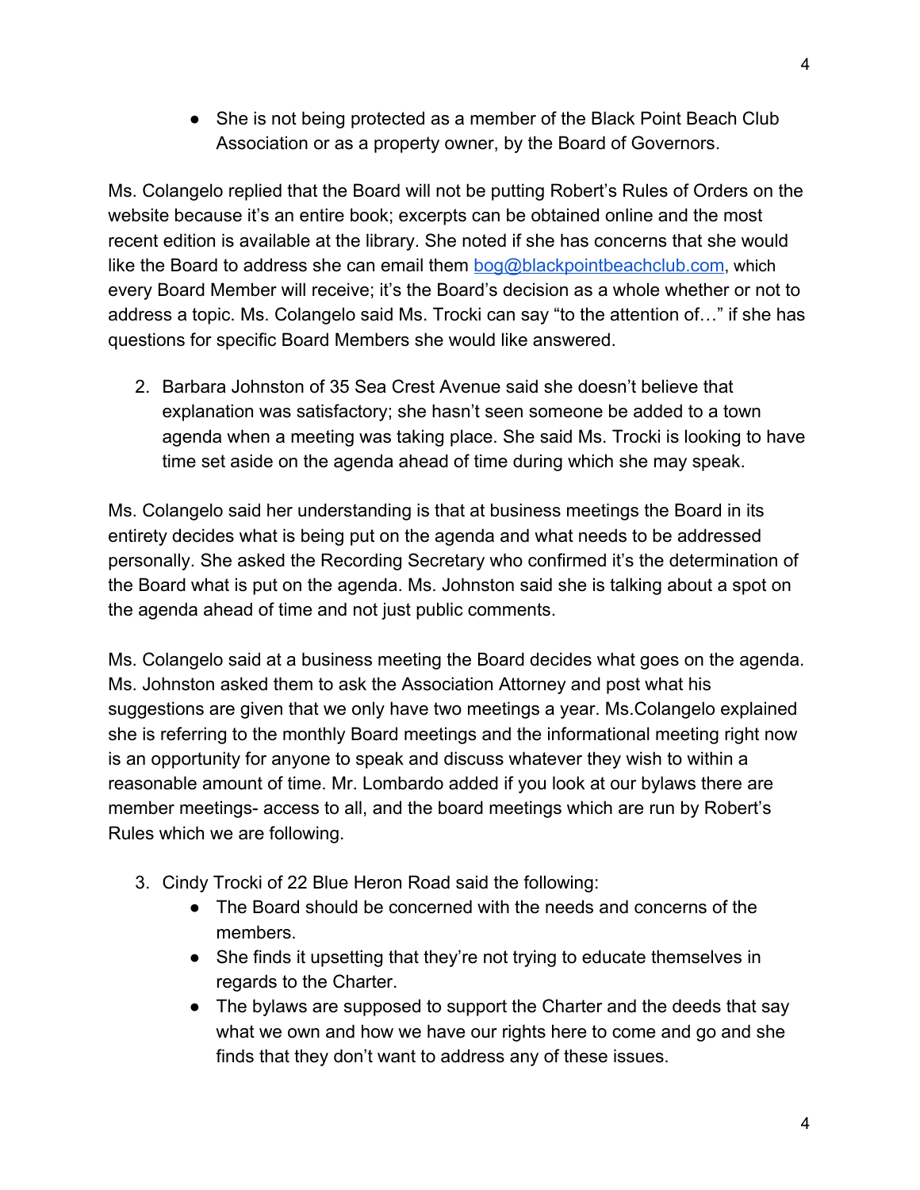- She is not being protected as a member of the Black Point Beach Club Association or as a property owner, by the Board of Governors.

Ms. Colangelo replied that the Board will not be putting Robert's Rules of Orders on the website because it's an entire book; excerpts can be obtained online and the most recent edition is available at the library. She noted if she has concerns that she would like the Board to address she can email them bog@blackpointbeachclub.com, which every Board Member will receive; it's the Board's decision as a whole whether or not to address a topic. Ms. Colangelo said Ms. Trocki can say "to the attention of…" if she has questions for specific Board Members she would like answered.

2. Barbara Johnston of 35 Sea Crest Avenue said she doesn't believe that explanation was satisfactory; she hasn't seen someone be added to a town agenda when a meeting was taking place. She said Ms. Trocki is looking to have time set aside on the agenda ahead of time during which she may speak.

Ms. Colangelo said her understanding is that at business meetings the Board in its entirety decides what is being put on the agenda and what needs to be addressed personally. She asked the Recording Secretary who confirmed it's the determination of the Board what is put on the agenda. Ms. Johnston said she is talking about a spot on the agenda ahead of time and not just public comments.

Ms. Colangelo said at a business meeting the Board decides what goes on the agenda. Ms. Johnston asked them to ask the Association Attorney and post what his suggestions are given that we only have two meetings a year. Ms.Colangelo explained she is referring to the monthly Board meetings and the informational meeting right now is an opportunity for anyone to speak and discuss whatever they wish to within a reasonable amount of time. Mr. Lombardo added if you look at our bylaws there are member meetings- access to all, and the board meetings which are run by Robert's Rules which we are following.

3. Cindy Trocki of 22 Blue Heron Road said the following:
   - The Board should be concerned with the needs and concerns of the members.
   - She finds it upsetting that they're not trying to educate themselves in regards to the Charter.
   - The bylaws are supposed to support the Charter and the deeds that say what we own and how we have our rights here to come and go and she finds that they don't want to address any of these issues.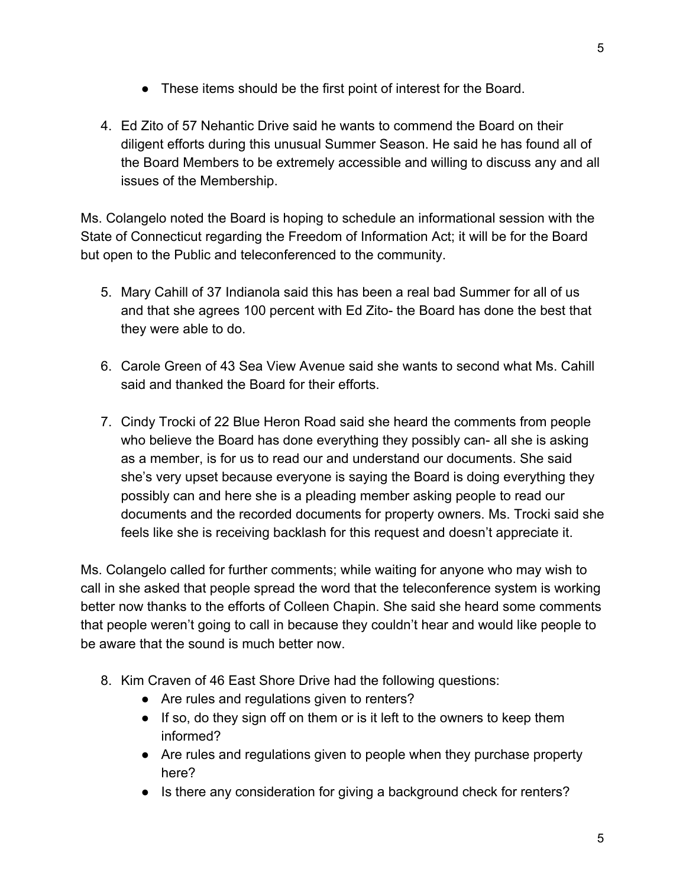- These items should be the first point of interest for the Board.

4. Ed Zito of 57 Nehantic Drive said he wants to commend the Board on their diligent efforts during this unusual Summer Season. He said he has found all of the Board Members to be extremely accessible and willing to discuss any and all issues of the Membership.

Ms. Colangelo noted the Board is hoping to schedule an informational session with the State of Connecticut regarding the Freedom of Information Act; it will be for the Board but open to the Public and teleconferenced to the community.

5. Mary Cahill of 37 Indianola said this has been a real bad Summer for all of us and that she agrees 100 percent with Ed Zito- the Board has done the best that they were able to do.

6. Carole Green of 43 Sea View Avenue said she wants to second what Ms. Cahill said and thanked the Board for their efforts.

7. Cindy Trocki of 22 Blue Heron Road said she heard the comments from people who believe the Board has done everything they possibly can- all she is asking as a member, is for us to read our and understand our documents. She said she's very upset because everyone is saying the Board is doing everything they possibly can and here she is a pleading member asking people to read our documents and the recorded documents for property owners. Ms. Trocki said she feels like she is receiving backlash for this request and doesn't appreciate it.

Ms. Colangelo called for further comments; while waiting for anyone who may wish to call in she asked that people spread the word that the teleconference system is working better now thanks to the efforts of Colleen Chapin. She said she heard some comments that people weren't going to call in because they couldn't hear and would like people to be aware that the sound is much better now.

8. Kim Craven of 46 East Shore Drive had the following questions:
   - Are rules and regulations given to renters?
   - If so, do they sign off on them or is it left to the owners to keep them informed?
   - Are rules and regulations given to people when they purchase property here?
   - Is there any consideration for giving a background check for renters?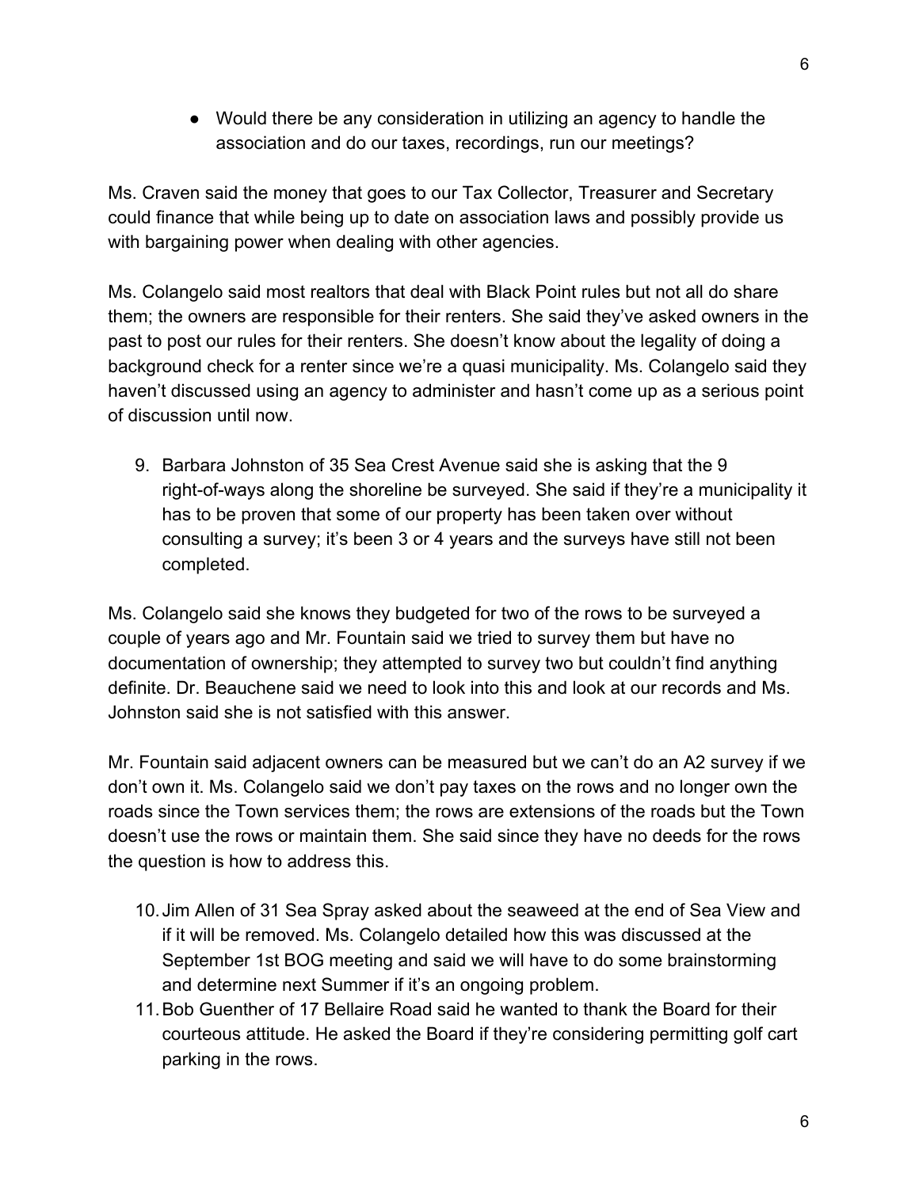- Would there be any consideration in utilizing an agency to handle the association and do our taxes, recordings, run our meetings?

Ms. Craven said the money that goes to our Tax Collector, Treasurer and Secretary could finance that while being up to date on association laws and possibly provide us with bargaining power when dealing with other agencies.

Ms. Colangelo said most realtors that deal with Black Point rules but not all do share them; the owners are responsible for their renters. She said they've asked owners in the past to post our rules for their renters. She doesn't know about the legality of doing a background check for a renter since we're a quasi municipality. Ms. Colangelo said they haven't discussed using an agency to administer and hasn't come up as a serious point of discussion until now.

9. Barbara Johnston of 35 Sea Crest Avenue said she is asking that the 9 right-of-ways along the shoreline be surveyed. She said if they're a municipality it has to be proven that some of our property has been taken over without consulting a survey; it's been 3 or 4 years and the surveys have still not been completed.

Ms. Colangelo said she knows they budgeted for two of the rows to be surveyed a couple of years ago and Mr. Fountain said we tried to survey them but have no documentation of ownership; they attempted to survey two but couldn't find anything definite. Dr. Beauchene said we need to look into this and look at our records and Ms. Johnston said she is not satisfied with this answer.

Mr. Fountain said adjacent owners can be measured but we can't do an A2 survey if we don't own it. Ms. Colangelo said we don't pay taxes on the rows and no longer own the roads since the Town services them; the rows are extensions of the roads but the Town doesn't use the rows or maintain them. She said since they have no deeds for the rows the question is how to address this.

10. Jim Allen of 31 Sea Spray asked about the seaweed at the end of Sea View and if it will be removed. Ms. Colangelo detailed how this was discussed at the September 1st BOG meeting and said we will have to do some brainstorming and determine next Summer if it's an ongoing problem.
11. Bob Guenther of 17 Bellaire Road said he wanted to thank the Board for their courteous attitude. He asked the Board if they're considering permitting golf cart parking in the rows.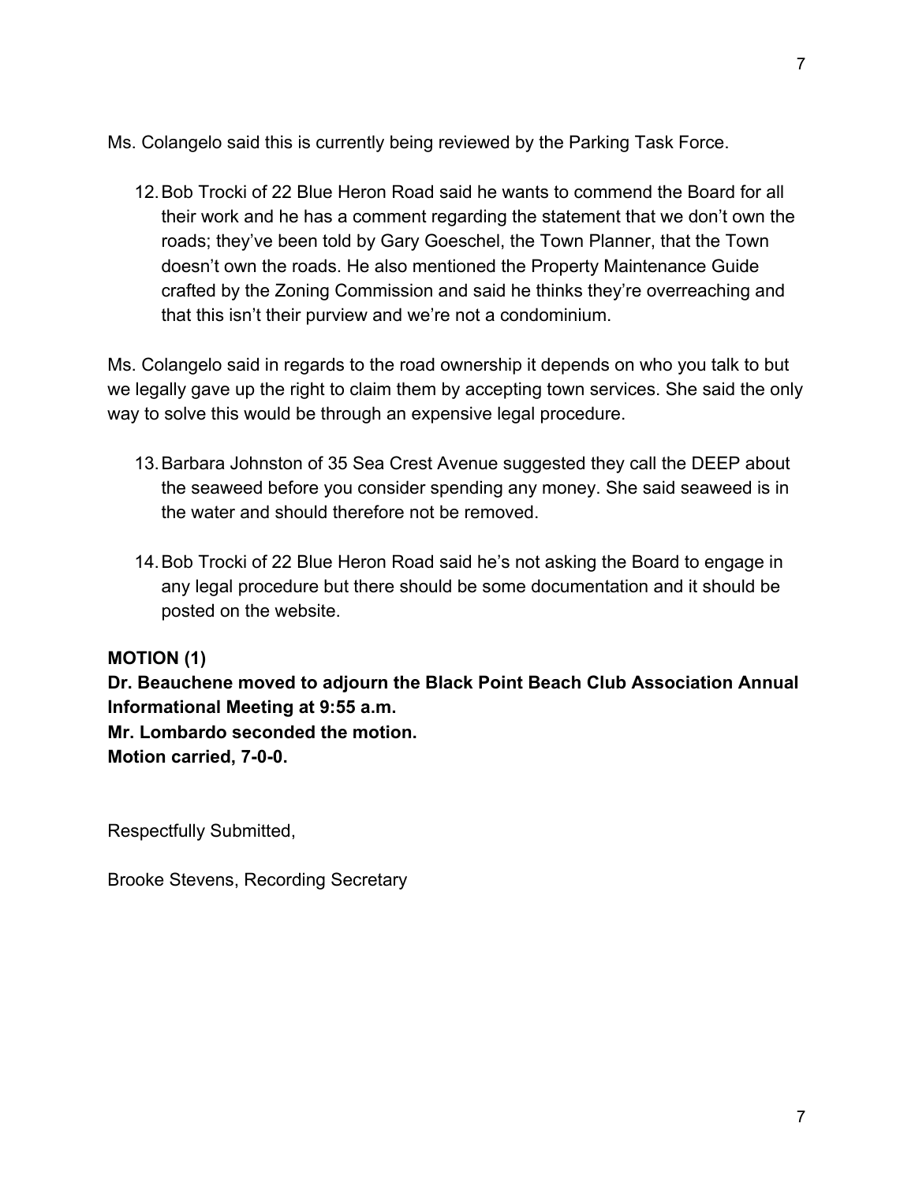Ms. Colangelo said this is currently being reviewed by the Parking Task Force.

12. Bob Trocki of 22 Blue Heron Road said he wants to commend the Board for all their work and he has a comment regarding the statement that we don't own the roads; they've been told by Gary Goeschel, the Town Planner, that the Town doesn't own the roads. He also mentioned the Property Maintenance Guide crafted by the Zoning Commission and said he thinks they're overreaching and that this isn't their purview and we're not a condominium.

Ms. Colangelo said in regards to the road ownership it depends on who you talk to but we legally gave up the right to claim them by accepting town services. She said the only way to solve this would be through an expensive legal procedure.

13. Barbara Johnston of 35 Sea Crest Avenue suggested they call the DEEP about the seaweed before you consider spending any money. She said seaweed is in the water and should therefore not be removed.

14. Bob Trocki of 22 Blue Heron Road said he's not asking the Board to engage in any legal procedure but there should be some documentation and it should be posted on the website.

**MOTION (1)**
**Dr. Beauchene moved to adjourn the Black Point Beach Club Association Annual Informational Meeting at 9:55 a.m.**
**Mr. Lombardo seconded the motion.**
**Motion carried, 7-0-0.**

Respectfully Submitted,

Brooke Stevens, Recording Secretary